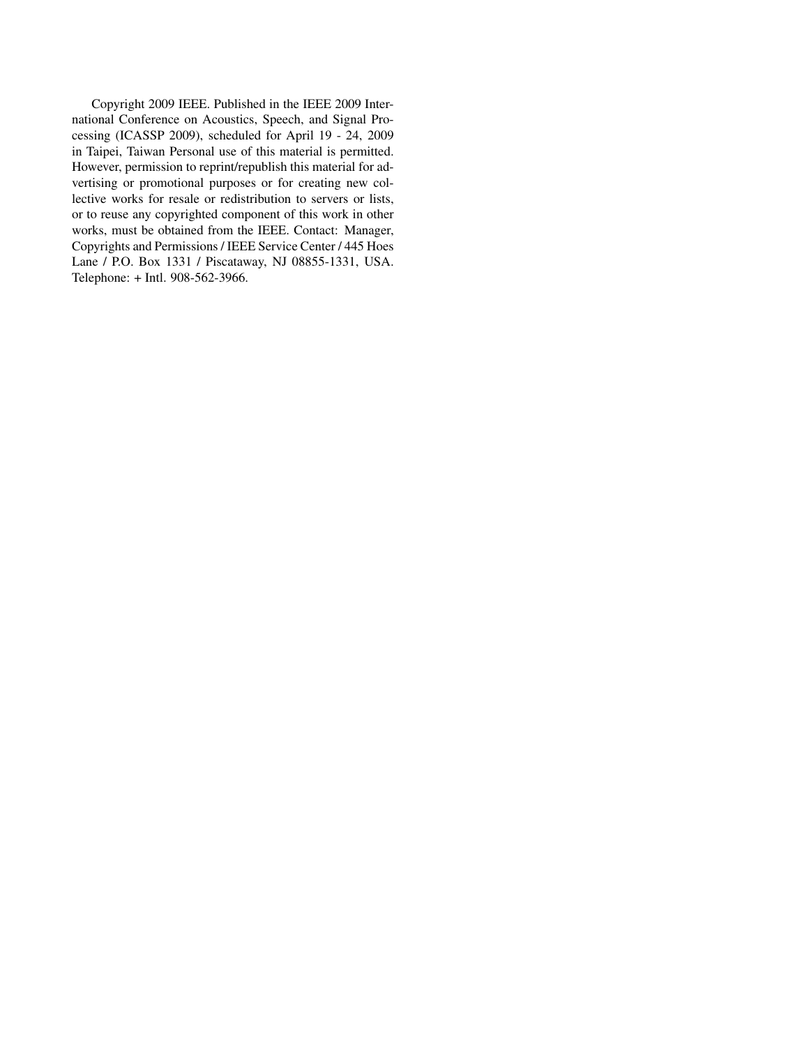Copyright 2009 IEEE. Published in the IEEE 2009 International Conference on Acoustics, Speech, and Signal Processing (ICASSP 2009), scheduled for April 19 - 24, 2009 in Taipei, Taiwan Personal use of this material is permitted. However, permission to reprint/republish this material for advertising or promotional purposes or for creating new collective works for resale or redistribution to servers or lists, or to reuse any copyrighted component of this work in other works, must be obtained from the IEEE. Contact: Manager, Copyrights and Permissions / IEEE Service Center / 445 Hoes Lane / P.O. Box 1331 / Piscataway, NJ 08855-1331, USA. Telephone: + Intl. 908-562-3966.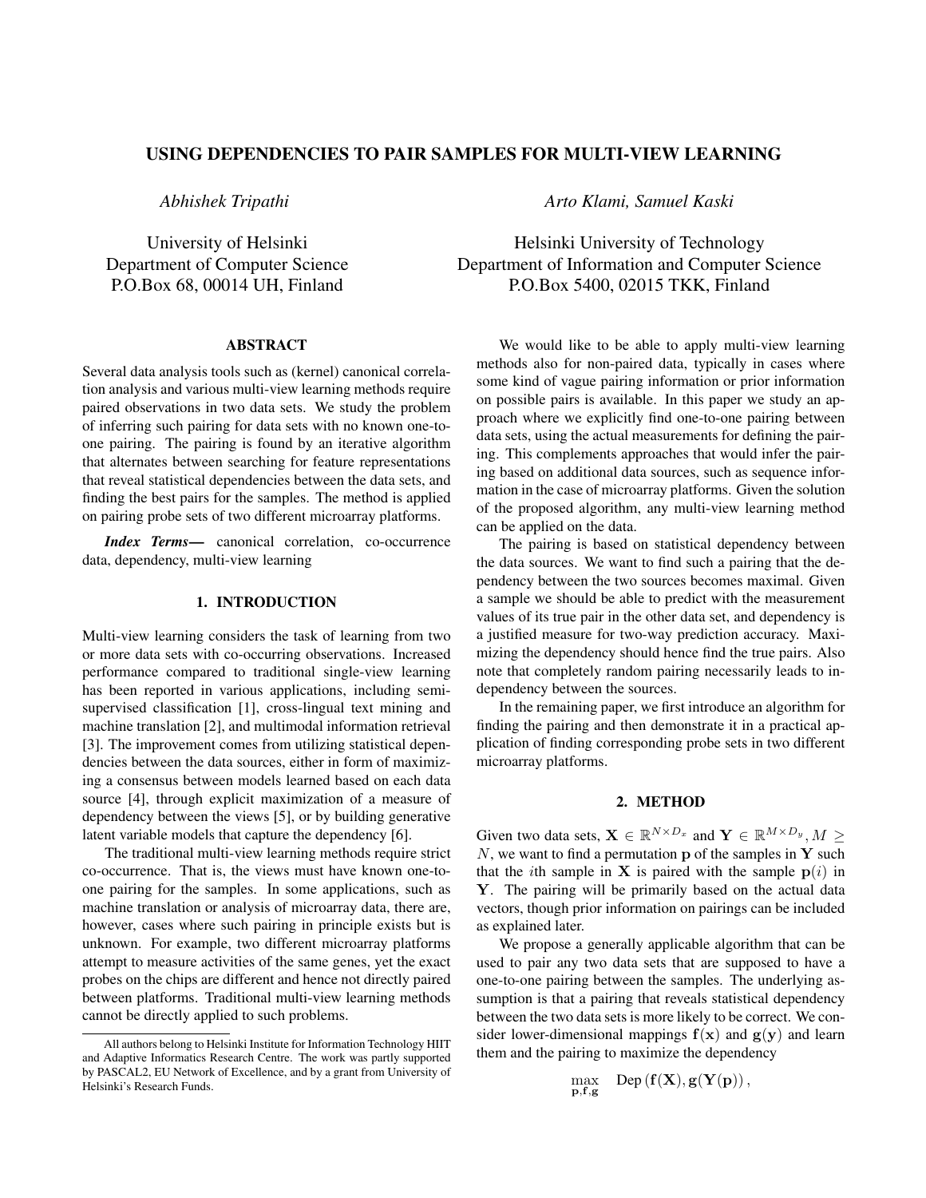# USING DEPENDENCIES TO PAIR SAMPLES FOR MULTI-VIEW LEARNING

*Abhishek Tripathi*

University of Helsinki
Department of Computer Science
P.O.Box 68, 00014 UH, Finland

*Arto Klami, Samuel Kaski*

Helsinki University of Technology
Department of Information and Computer Science
P.O.Box 5400, 02015 TKK, Finland

## ABSTRACT

Several data analysis tools such as (kernel) canonical correlation analysis and various multi-view learning methods require paired observations in two data sets. We study the problem of inferring such pairing for data sets with no known one-to-one pairing. The pairing is found by an iterative algorithm that alternates between searching for feature representations that reveal statistical dependencies between the data sets, and finding the best pairs for the samples. The method is applied on pairing probe sets of two different microarray platforms.

***Index Terms*—** canonical correlation, co-occurrence data, dependency, multi-view learning

## 1. INTRODUCTION

Multi-view learning considers the task of learning from two or more data sets with co-occurring observations. Increased performance compared to traditional single-view learning has been reported in various applications, including semi-supervised classification [1], cross-lingual text mining and machine translation [2], and multimodal information retrieval [3]. The improvement comes from utilizing statistical dependencies between the data sources, either in form of maximizing a consensus between models learned based on each data source [4], through explicit maximization of a measure of dependency between the views [5], or by building generative latent variable models that capture the dependency [6].

The traditional multi-view learning methods require strict co-occurrence. That is, the views must have known one-to-one pairing for the samples. In some applications, such as machine translation or analysis of microarray data, there are, however, cases where such pairing in principle exists but is unknown. For example, two different microarray platforms attempt to measure activities of the same genes, yet the exact probes on the chips are different and hence not directly paired between platforms. Traditional multi-view learning methods cannot be directly applied to such problems.

We would like to be able to apply multi-view learning methods also for non-paired data, typically in cases where some kind of vague pairing information or prior information on possible pairs is available. In this paper we study an approach where we explicitly find one-to-one pairing between data sets, using the actual measurements for defining the pairing. This complements approaches that would infer the pairing based on additional data sources, such as sequence information in the case of microarray platforms. Given the solution of the proposed algorithm, any multi-view learning method can be applied on the data.

The pairing is based on statistical dependency between the data sources. We want to find such a pairing that the dependency between the two sources becomes maximal. Given a sample we should be able to predict with the measurement values of its true pair in the other data set, and dependency is a justified measure for two-way prediction accuracy. Maximizing the dependency should hence find the true pairs. Also note that completely random pairing necessarily leads to independency between the sources.

In the remaining paper, we first introduce an algorithm for finding the pairing and then demonstrate it in a practical application of finding corresponding probe sets in two different microarray platforms.

## 2. METHOD

Given two data sets, $\mathbf{X} \in \mathbb{R}^{N \times D_x}$ and $\mathbf{Y} \in \mathbb{R}^{M \times D_y}, M \geq N$, we want to find a permutation $\mathbf{p}$ of the samples in $\mathbf{Y}$ such that the $i$th sample in $\mathbf{X}$ is paired with the sample $\mathbf{p}(i)$ in $\mathbf{Y}$. The pairing will be primarily based on the actual data vectors, though prior information on pairings can be included as explained later.

We propose a generally applicable algorithm that can be used to pair any two data sets that are supposed to have a one-to-one pairing between the samples. The underlying assumption is that a pairing that reveals statistical dependency between the two data sets is more likely to be correct. We consider lower-dimensional mappings $\mathbf{f}(\mathbf{x})$ and $\mathbf{g}(\mathbf{y})$ and learn them and the pairing to maximize the dependency

$$\max_{\mathbf{p},\mathbf{f},\mathbf{g}} \quad \text{Dep}\left(\mathbf{f}(\mathbf{X}), \mathbf{g}(\mathbf{Y}(\mathbf{p}))\right),$$

All authors belong to Helsinki Institute for Information Technology HIIT and Adaptive Informatics Research Centre. The work was partly supported by PASCAL2, EU Network of Excellence, and by a grant from University of Helsinki's Research Funds.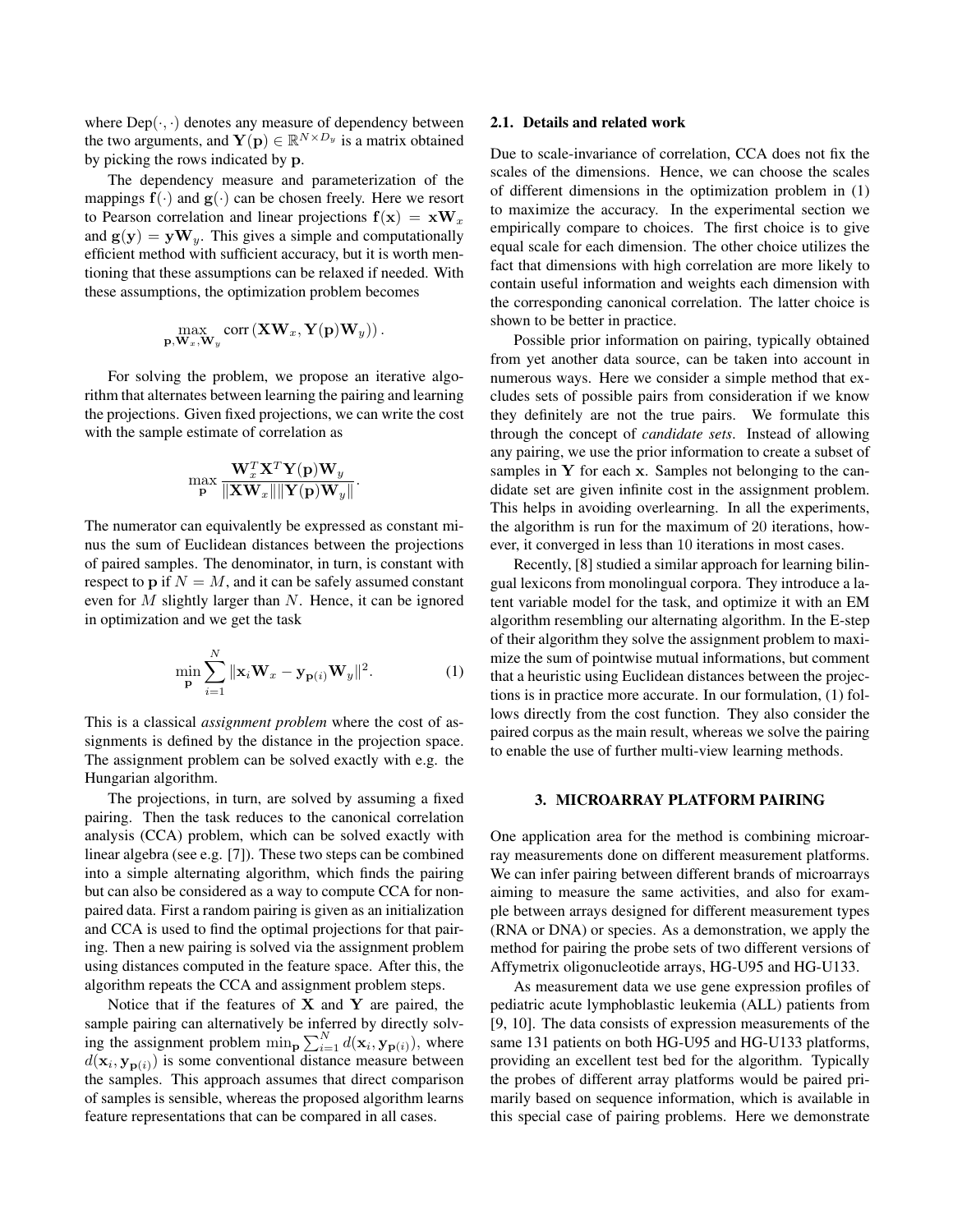where $\text{Dep}(\cdot, \cdot)$ denotes any measure of dependency between the two arguments, and $\mathbf{Y}(\mathbf{p}) \in \mathbb{R}^{N \times D_y}$ is a matrix obtained by picking the rows indicated by $\mathbf{p}$.

The dependency measure and parameterization of the mappings $\mathbf{f}(\cdot)$ and $\mathbf{g}(\cdot)$ can be chosen freely. Here we resort to Pearson correlation and linear projections $\mathbf{f}(\mathbf{x}) = \mathbf{x}\mathbf{W}_x$ and $\mathbf{g}(\mathbf{y}) = \mathbf{y}\mathbf{W}_y$. This gives a simple and computationally efficient method with sufficient accuracy, but it is worth mentioning that these assumptions can be relaxed if needed. With these assumptions, the optimization problem becomes

$$\max_{\mathbf{p}, \mathbf{W}_x, \mathbf{W}_y} \text{corr}\left(\mathbf{X}\mathbf{W}_x, \mathbf{Y}(\mathbf{p})\mathbf{W}_y\right).$$

For solving the problem, we propose an iterative algorithm that alternates between learning the pairing and learning the projections. Given fixed projections, we can write the cost with the sample estimate of correlation as

$$\max_{\mathbf{p}} \frac{\mathbf{W}_x^T \mathbf{X}^T \mathbf{Y}(\mathbf{p}) \mathbf{W}_y}{\|\mathbf{X}\mathbf{W}_x\| \|\mathbf{Y}(\mathbf{p})\mathbf{W}_y\|}.$$

The numerator can equivalently be expressed as constant minus the sum of Euclidean distances between the projections of paired samples. The denominator, in turn, is constant with respect to $\mathbf{p}$ if $N = M$, and it can be safely assumed constant even for $M$ slightly larger than $N$. Hence, it can be ignored in optimization and we get the task

$$\min_{\mathbf{p}} \sum_{i=1}^{N} \|\mathbf{x}_i \mathbf{W}_x - \mathbf{y}_{\mathbf{p}(i)} \mathbf{W}_y\|^2. \tag{1}$$

This is a classical *assignment problem* where the cost of assignments is defined by the distance in the projection space. The assignment problem can be solved exactly with e.g. the Hungarian algorithm.

The projections, in turn, are solved by assuming a fixed pairing. Then the task reduces to the canonical correlation analysis (CCA) problem, which can be solved exactly with linear algebra (see e.g. [7]). These two steps can be combined into a simple alternating algorithm, which finds the pairing but can also be considered as a way to compute CCA for non-paired data. First a random pairing is given as an initialization and CCA is used to find the optimal projections for that pairing. Then a new pairing is solved via the assignment problem using distances computed in the feature space. After this, the algorithm repeats the CCA and assignment problem steps.

Notice that if the features of $\mathbf{X}$ and $\mathbf{Y}$ are paired, the sample pairing can alternatively be inferred by directly solving the assignment problem $\min_{\mathbf{p}} \sum_{i=1}^{N} d(\mathbf{x}_i, \mathbf{y}_{\mathbf{p}(i)})$, where $d(\mathbf{x}_i, \mathbf{y}_{\mathbf{p}(i)})$ is some conventional distance measure between the samples. This approach assumes that direct comparison of samples is sensible, whereas the proposed algorithm learns feature representations that can be compared in all cases.

### 2.1. Details and related work

Due to scale-invariance of correlation, CCA does not fix the scales of the dimensions. Hence, we can choose the scales of different dimensions in the optimization problem in (1) to maximize the accuracy. In the experimental section we empirically compare to choices. The first choice is to give equal scale for each dimension. The other choice utilizes the fact that dimensions with high correlation are more likely to contain useful information and weights each dimension with the corresponding canonical correlation. The latter choice is shown to be better in practice.

Possible prior information on pairing, typically obtained from yet another data source, can be taken into account in numerous ways. Here we consider a simple method that excludes sets of possible pairs from consideration if we know they definitely are not the true pairs. We formulate this through the concept of *candidate sets*. Instead of allowing any pairing, we use the prior information to create a subset of samples in $\mathbf{Y}$ for each $\mathbf{x}$. Samples not belonging to the candidate set are given infinite cost in the assignment problem. This helps in avoiding overlearning. In all the experiments, the algorithm is run for the maximum of 20 iterations, however, it converged in less than 10 iterations in most cases.

Recently, [8] studied a similar approach for learning bilingual lexicons from monolingual corpora. They introduce a latent variable model for the task, and optimize it with an EM algorithm resembling our alternating algorithm. In the E-step of their algorithm they solve the assignment problem to maximize the sum of pointwise mutual informations, but comment that a heuristic using Euclidean distances between the projections is in practice more accurate. In our formulation, (1) follows directly from the cost function. They also consider the paired corpus as the main result, whereas we solve the pairing to enable the use of further multi-view learning methods.

## 3. MICROARRAY PLATFORM PAIRING

One application area for the method is combining microarray measurements done on different measurement platforms. We can infer pairing between different brands of microarrays aiming to measure the same activities, and also for example between arrays designed for different measurement types (RNA or DNA) or species. As a demonstration, we apply the method for pairing the probe sets of two different versions of Affymetrix oligonucleotide arrays, HG-U95 and HG-U133.

As measurement data we use gene expression profiles of pediatric acute lymphoblastic leukemia (ALL) patients from [9, 10]. The data consists of expression measurements of the same 131 patients on both HG-U95 and HG-U133 platforms, providing an excellent test bed for the algorithm. Typically the probes of different array platforms would be paired primarily based on sequence information, which is available in this special case of pairing problems. Here we demonstrate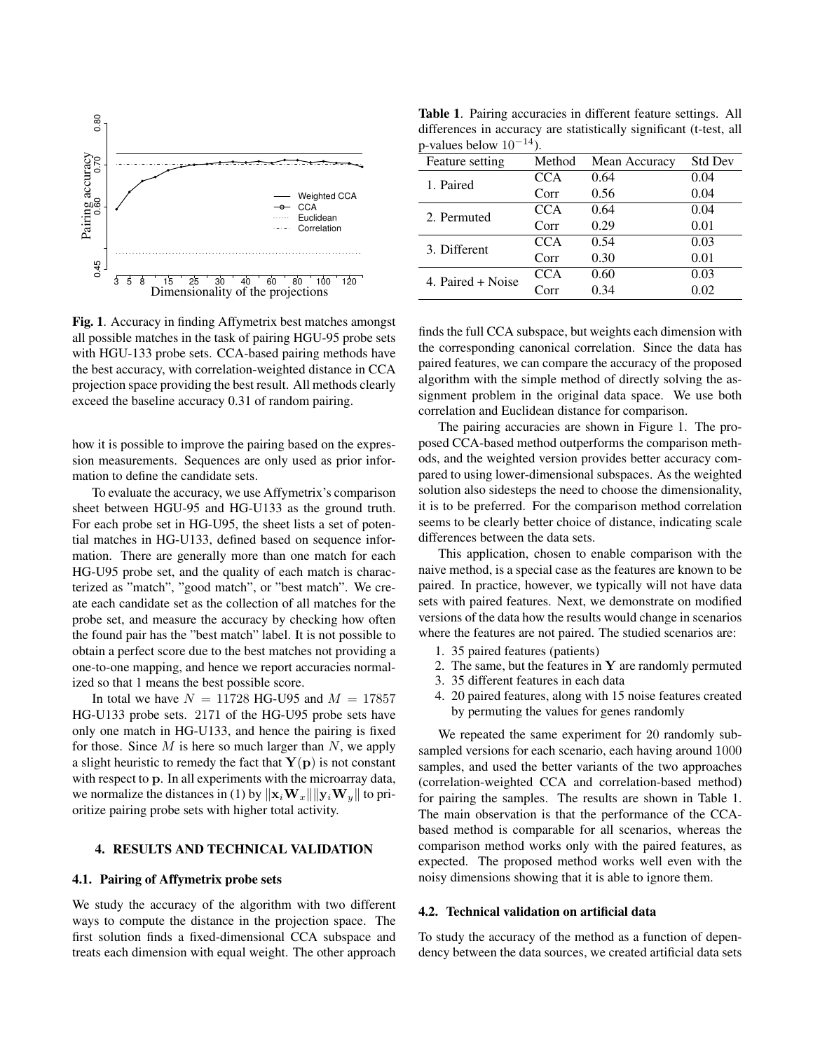**Fig. 1**. Accuracy in finding Affymetrix best matches amongst all possible matches in the task of pairing HGU-95 probe sets with HGU-133 probe sets. CCA-based pairing methods have the best accuracy, with correlation-weighted distance in CCA projection space providing the best result. All methods clearly exceed the baseline accuracy 0.31 of random pairing.

how it is possible to improve the pairing based on the expression measurements. Sequences are only used as prior information to define the candidate sets.

To evaluate the accuracy, we use Affymetrix's comparison sheet between HGU-95 and HG-U133 as the ground truth. For each probe set in HG-U95, the sheet lists a set of potential matches in HG-U133, defined based on sequence information. There are generally more than one match for each HG-U95 probe set, and the quality of each match is characterized as "match", "good match", or "best match". We create each candidate set as the collection of all matches for the probe set, and measure the accuracy by checking how often the found pair has the "best match" label. It is not possible to obtain a perfect score due to the best matches not providing a one-to-one mapping, and hence we report accuracies normalized so that 1 means the best possible score.

In total we have $N = 11728$ HG-U95 and $M = 17857$ HG-U133 probe sets. 2171 of the HG-U95 probe sets have only one match in HG-U133, and hence the pairing is fixed for those. Since $M$ is here so much larger than $N$, we apply a slight heuristic to remedy the fact that $\mathbf{Y}(\mathbf{p})$ is not constant with respect to $\mathbf{p}$. In all experiments with the microarray data, we normalize the distances in (1) by $\|\mathbf{x}_i \mathbf{W}_x\| \|\mathbf{y}_i \mathbf{W}_y\|$ to prioritize pairing probe sets with higher total activity.

## 4. RESULTS AND TECHNICAL VALIDATION

### 4.1. Pairing of Affymetrix probe sets

We study the accuracy of the algorithm with two different ways to compute the distance in the projection space. The first solution finds a fixed-dimensional CCA subspace and treats each dimension with equal weight. The other approach finds the full CCA subspace, but weights each dimension with the corresponding canonical correlation. Since the data has paired features, we can compare the accuracy of the proposed algorithm with the simple method of directly solving the assignment problem in the original data space. We use both correlation and Euclidean distance for comparison.

The pairing accuracies are shown in Figure 1. The proposed CCA-based method outperforms the comparison methods, and the weighted version provides better accuracy compared to using lower-dimensional subspaces. As the weighted solution also sidesteps the need to choose the dimensionality, it is to be preferred. For the comparison method correlation seems to be clearly better choice of distance, indicating scale differences between the data sets.

This application, chosen to enable comparison with the naive method, is a special case as the features are known to be paired. In practice, however, we typically will not have data sets with paired features. Next, we demonstrate on modified versions of the data how the results would change in scenarios where the features are not paired. The studied scenarios are:

1. 35 paired features (patients)
2. The same, but the features in $\mathbf{Y}$ are randomly permuted
3. 35 different features in each data
4. 20 paired features, along with 15 noise features created by permuting the values for genes randomly

**Table 1**. Pairing accuracies in different feature settings. All differences in accuracy are statistically significant (t-test, all p-values below $10^{-14}$).

| Feature setting | Method | Mean Accuracy | Std Dev |
|---|---|---|---|
| 1. Paired | CCA | 0.64 | 0.04 |
| | Corr | 0.56 | 0.04 |
| 2. Permuted | CCA | 0.64 | 0.04 |
| | Corr | 0.29 | 0.01 |
| 3. Different | CCA | 0.54 | 0.03 |
| | Corr | 0.30 | 0.01 |
| 4. Paired + Noise | CCA | 0.60 | 0.03 |
| | Corr | 0.34 | 0.02 |

We repeated the same experiment for 20 randomly subsampled versions for each scenario, each having around 1000 samples, and used the better variants of the two approaches (correlation-weighted CCA and correlation-based method) for pairing the samples. The results are shown in Table 1. The main observation is that the performance of the CCA-based method is comparable for all scenarios, whereas the comparison method works only with the paired features, as expected. The proposed method works well even with the noisy dimensions showing that it is able to ignore them.

### 4.2. Technical validation on artificial data

To study the accuracy of the method as a function of dependency between the data sources, we created artificial data sets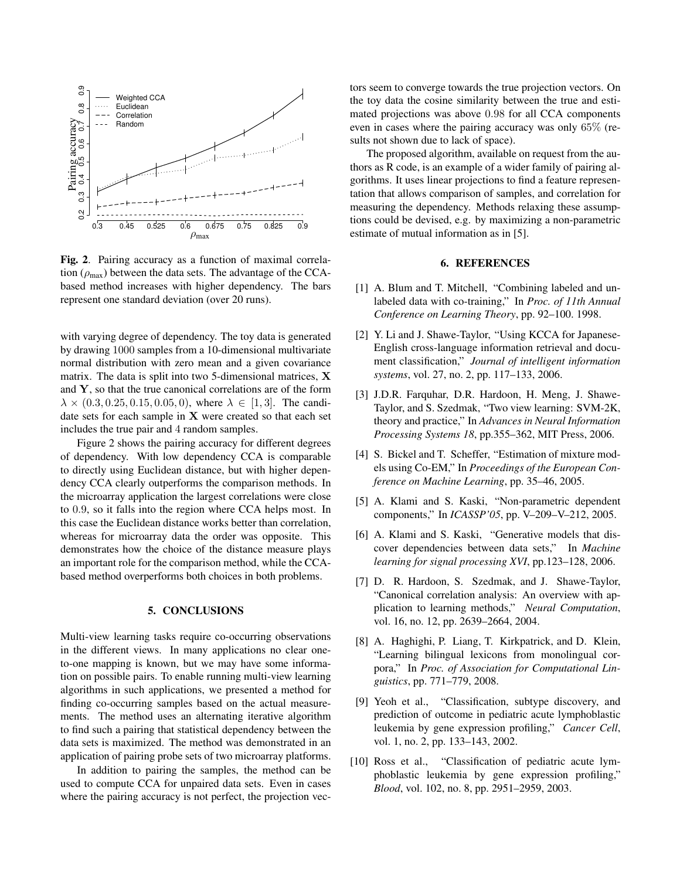Pairing accuracy

0.2 0.3 0.4 0.5 0.6 0.7 0.8 0.9

Weighted CCA
Euclidean
Correlation
Random

0.3 0.45 0.525 0.6 0.675 0.75 0.825 0.9

$\rho_{\max}$

**Fig. 2**. Pairing accuracy as a function of maximal correlation ($\rho_{\max}$) between the data sets. The advantage of the CCA-based method increases with higher dependency. The bars represent one standard deviation (over 20 runs).

with varying degree of dependency. The toy data is generated by drawing $1000$ samples from a 10-dimensional multivariate normal distribution with zero mean and a given covariance matrix. The data is split into two 5-dimensional matrices, $\mathbf{X}$ and $\mathbf{Y}$, so that the true canonical correlations are of the form $\lambda \times (0.3, 0.25, 0.15, 0.05, 0)$, where $\lambda \in [1, 3]$. The candidate sets for each sample in $\mathbf{X}$ were created so that each set includes the true pair and $4$ random samples.

Figure 2 shows the pairing accuracy for different degrees of dependency. With low dependency CCA is comparable to directly using Euclidean distance, but with higher dependency CCA clearly outperforms the comparison methods. In the microarray application the largest correlations were close to $0.9$, so it falls into the region where CCA helps most. In this case the Euclidean distance works better than correlation, whereas for microarray data the order was opposite. This demonstrates how the choice of the distance measure plays an important role for the comparison method, while the CCA-based method overperforms both choices in both problems.

## 5. CONCLUSIONS

Multi-view learning tasks require co-occurring observations in the different views. In many applications no clear one-to-one mapping is known, but we may have some information on possible pairs. To enable running multi-view learning algorithms in such applications, we presented a method for finding co-occurring samples based on the actual measurements. The method uses an alternating iterative algorithm to find such a pairing that statistical dependency between the data sets is maximized. The method was demonstrated in an application of pairing probe sets of two microarray platforms.

In addition to pairing the samples, the method can be used to compute CCA for unpaired data sets. Even in cases where the pairing accuracy is not perfect, the projection vectors seem to converge towards the true projection vectors. On the toy data the cosine similarity between the true and estimated projections was above $0.98$ for all CCA components even in cases where the pairing accuracy was only $65\%$ (results not shown due to lack of space).

The proposed algorithm, available on request from the authors as R code, is an example of a wider family of pairing algorithms. It uses linear projections to find a feature representation that allows comparison of samples, and correlation for measuring the dependency. Methods relaxing these assumptions could be devised, e.g. by maximizing a non-parametric estimate of mutual information as in [5].

## 6. REFERENCES

[1] A. Blum and T. Mitchell, "Combining labeled and unlabeled data with co-training," In *Proc. of 11th Annual Conference on Learning Theory*, pp. 92–100. 1998.

[2] Y. Li and J. Shawe-Taylor, "Using KCCA for Japanese-English cross-language information retrieval and document classification," *Journal of intelligent information systems*, vol. 27, no. 2, pp. 117–133, 2006.

[3] J.D.R. Farquhar, D.R. Hardoon, H. Meng, J. Shawe-Taylor, and S. Szedmak, "Two view learning: SVM-2K, theory and practice," In *Advances in Neural Information Processing Systems 18*, pp.355–362, MIT Press, 2006.

[4] S. Bickel and T. Scheffer, "Estimation of mixture models using Co-EM," In *Proceedings of the European Conference on Machine Learning*, pp. 35–46, 2005.

[5] A. Klami and S. Kaski, "Non-parametric dependent components," In *ICASSP'05*, pp. V–209–V–212, 2005.

[6] A. Klami and S. Kaski, "Generative models that discover dependencies between data sets," In *Machine learning for signal processing XVI*, pp.123–128, 2006.

[7] D. R. Hardoon, S. Szedmak, and J. Shawe-Taylor, "Canonical correlation analysis: An overview with application to learning methods," *Neural Computation*, vol. 16, no. 12, pp. 2639–2664, 2004.

[8] A. Haghighi, P. Liang, T. Kirkpatrick, and D. Klein, "Learning bilingual lexicons from monolingual corpora," In *Proc. of Association for Computational Linguistics*, pp. 771–779, 2008.

[9] Yeoh et al., "Classification, subtype discovery, and prediction of outcome in pediatric acute lymphoblastic leukemia by gene expression profiling," *Cancer Cell*, vol. 1, no. 2, pp. 133–143, 2002.

[10] Ross et al., "Classification of pediatric acute lymphoblastic leukemia by gene expression profiling," *Blood*, vol. 102, no. 8, pp. 2951–2959, 2003.